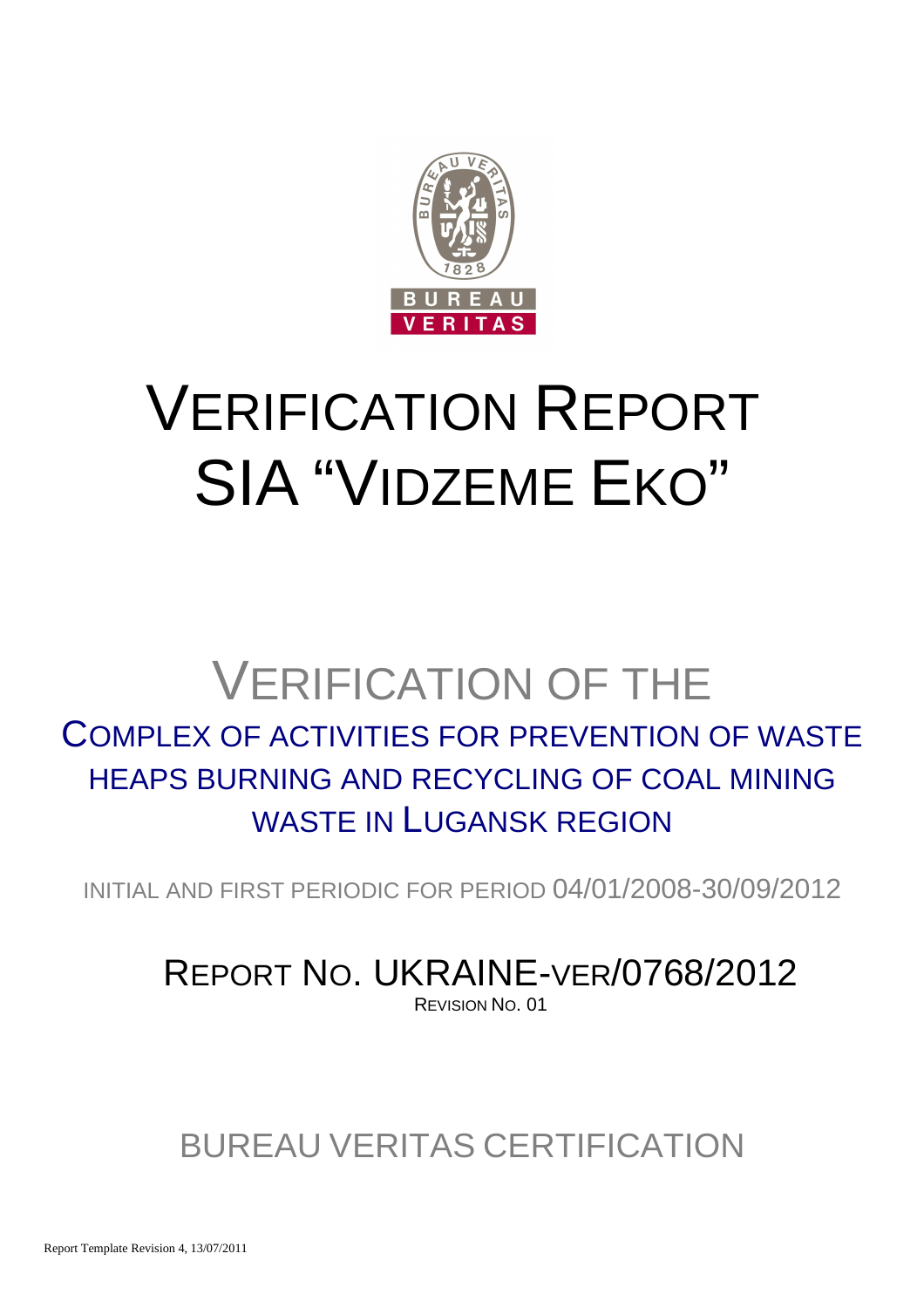BUREAU
VERITAS

# VERIFICATION REPORT
# SIA "VIDZEME EKO"

## VERIFICATION OF THE

### COMPLEX OF ACTIVITIES FOR PREVENTION OF WASTE HEAPS BURNING AND RECYCLING OF COAL MINING WASTE IN LUGANSK REGION

INITIAL AND FIRST PERIODIC FOR PERIOD 04/01/2008-30/09/2012

## REPORT NO. UKRAINE-VER/0768/2012

REVISION NO. 01

## BUREAU VERITAS CERTIFICATION

Report Template Revision 4, 13/07/2011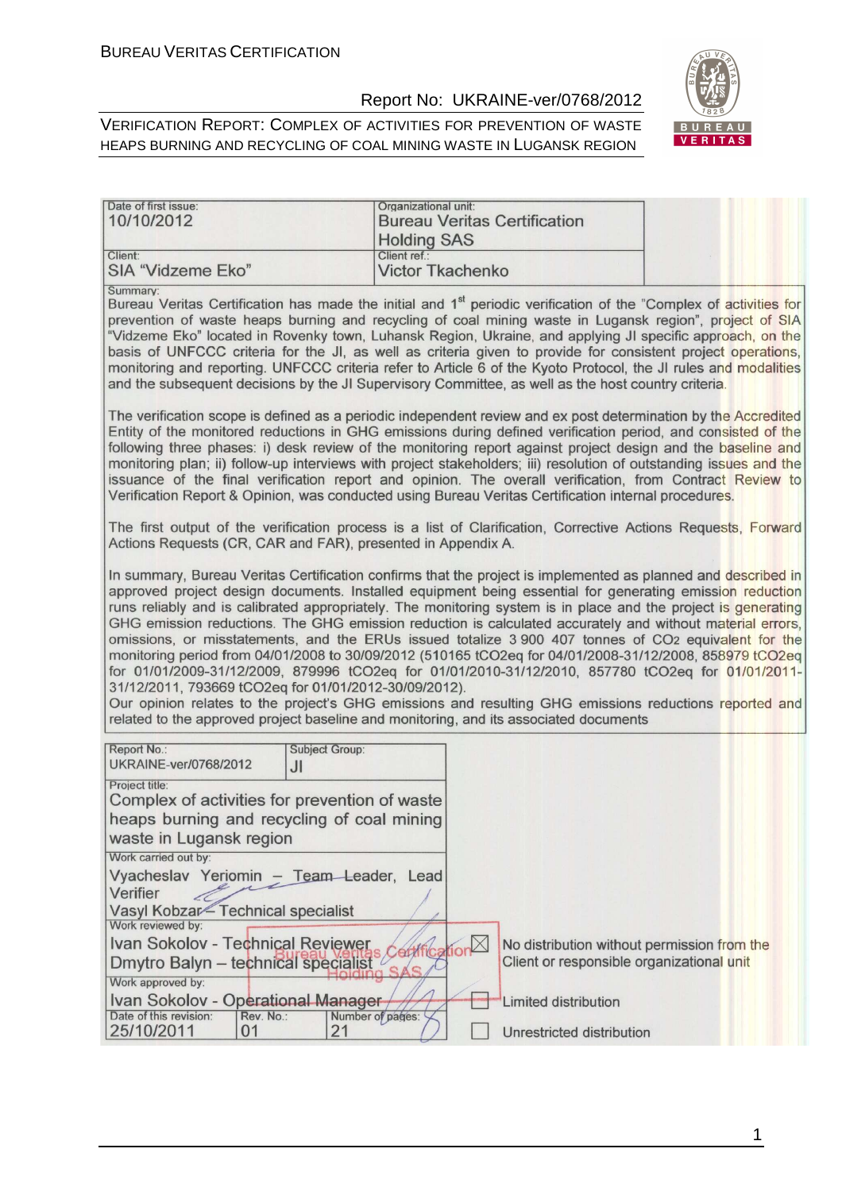| Date of first issue: 10/10/2012 | Organizational unit: Bureau Veritas Certification Holding SAS |
| --- | --- |
| Client: SIA "Vidzeme Eko" | Client ref.: Victor Tkachenko |

Summary:

Bureau Veritas Certification has made the initial and 1st periodic verification of the "Complex of activities for prevention of waste heaps burning and recycling of coal mining waste in Lugansk region", project of SIA "Vidzeme Eko" located in Rovenky town, Luhansk Region, Ukraine, and applying JI specific approach, on the basis of UNFCCC criteria for the JI, as well as criteria given to provide for consistent project operations, monitoring and reporting. UNFCCC criteria refer to Article 6 of the Kyoto Protocol, the JI rules and modalities and the subsequent decisions by the JI Supervisory Committee, as well as the host country criteria.

The verification scope is defined as a periodic independent review and ex post determination by the Accredited Entity of the monitored reductions in GHG emissions during defined verification period, and consisted of the following three phases: i) desk review of the monitoring report against project design and the baseline and monitoring plan; ii) follow-up interviews with project stakeholders; iii) resolution of outstanding issues and the issuance of the final verification report and opinion. The overall verification, from Contract Review to Verification Report & Opinion, was conducted using Bureau Veritas Certification internal procedures.

The first output of the verification process is a list of Clarification, Corrective Actions Requests, Forward Actions Requests (CR, CAR and FAR), presented in Appendix A.

In summary, Bureau Veritas Certification confirms that the project is implemented as planned and described in approved project design documents. Installed equipment being essential for generating emission reduction runs reliably and is calibrated appropriately. The monitoring system is in place and the project is generating GHG emission reductions. The GHG emission reduction is calculated accurately and without material errors, omissions, or misstatements, and the ERUs issued totalize 3 900 407 tonnes of $CO_2$ equivalent for the monitoring period from 04/01/2008 to 30/09/2012 (510165 $tCO_2eq$ for 04/01/2008-31/12/2008, 858979 $tCO_2eq$ for 01/01/2009-31/12/2009, 879996 $tCO_2eq$ for 01/01/2010-31/12/2010, 857780 $tCO_2eq$ for 01/01/2011-31/12/2011, 793669 $tCO_2eq$ for 01/01/2012-30/09/2012).

Our opinion relates to the project's GHG emissions and resulting GHG emissions reductions reported and related to the approved project baseline and monitoring, and its associated documents

| Report No.: UKRAINE-ver/0768/2012 | Subject Group: JI | | |
| --- | --- | --- | --- |
| Project title: Complex of activities for prevention of waste heaps burning and recycling of coal mining waste in Lugansk region | | | |
| Work carried out by: Vyacheslav Yeriomin – Team Leader, Lead Verifier; Vasyl Kobzar – Technical specialist | | | |
| Work reviewed by: Ivan Sokolov - Technical Reviewer; Dmytro Balyn – technical specialist | | ☒ | No distribution without permission from the Client or responsible organizational unit |
| Work approved by: Ivan Sokolov - Operational Manager | | ☐ | Limited distribution |
| Date of this revision: 25/10/2011 | Rev. No.: 01 | Number of pages: 21 | ☐ Unrestricted distribution |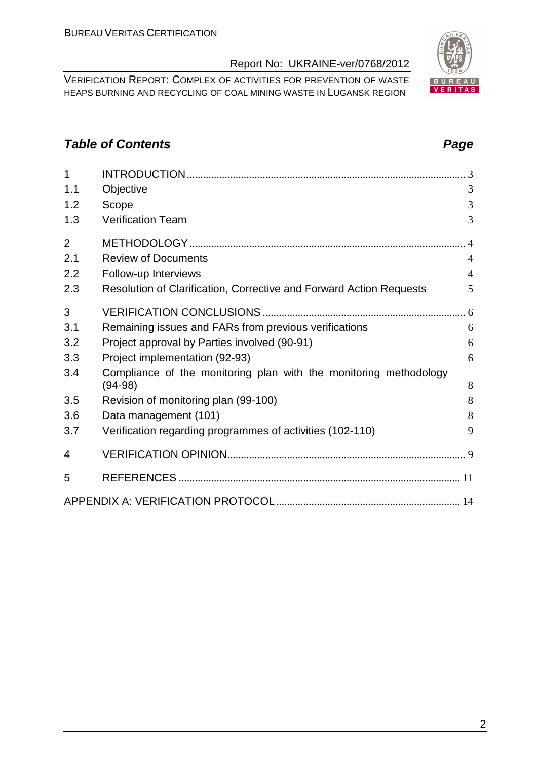## *Table of Contents* *Page*

| | | |
|---|---|---|
| 1 | INTRODUCTION | 3 |
| 1.1 | Objective | 3 |
| 1.2 | Scope | 3 |
| 1.3 | Verification Team | 3 |
| 2 | METHODOLOGY | 4 |
| 2.1 | Review of Documents | 4 |
| 2.2 | Follow-up Interviews | 4 |
| 2.3 | Resolution of Clarification, Corrective and Forward Action Requests | 5 |
| 3 | VERIFICATION CONCLUSIONS | 6 |
| 3.1 | Remaining issues and FARs from previous verifications | 6 |
| 3.2 | Project approval by Parties involved (90-91) | 6 |
| 3.3 | Project implementation (92-93) | 6 |
| 3.4 | Compliance of the monitoring plan with the monitoring methodology (94-98) | 8 |
| 3.5 | Revision of monitoring plan (99-100) | 8 |
| 3.6 | Data management (101) | 8 |
| 3.7 | Verification regarding programmes of activities (102-110) | 9 |
| 4 | VERIFICATION OPINION | 9 |
| 5 | REFERENCES | 11 |
| | APPENDIX A: VERIFICATION PROTOCOL | 14 |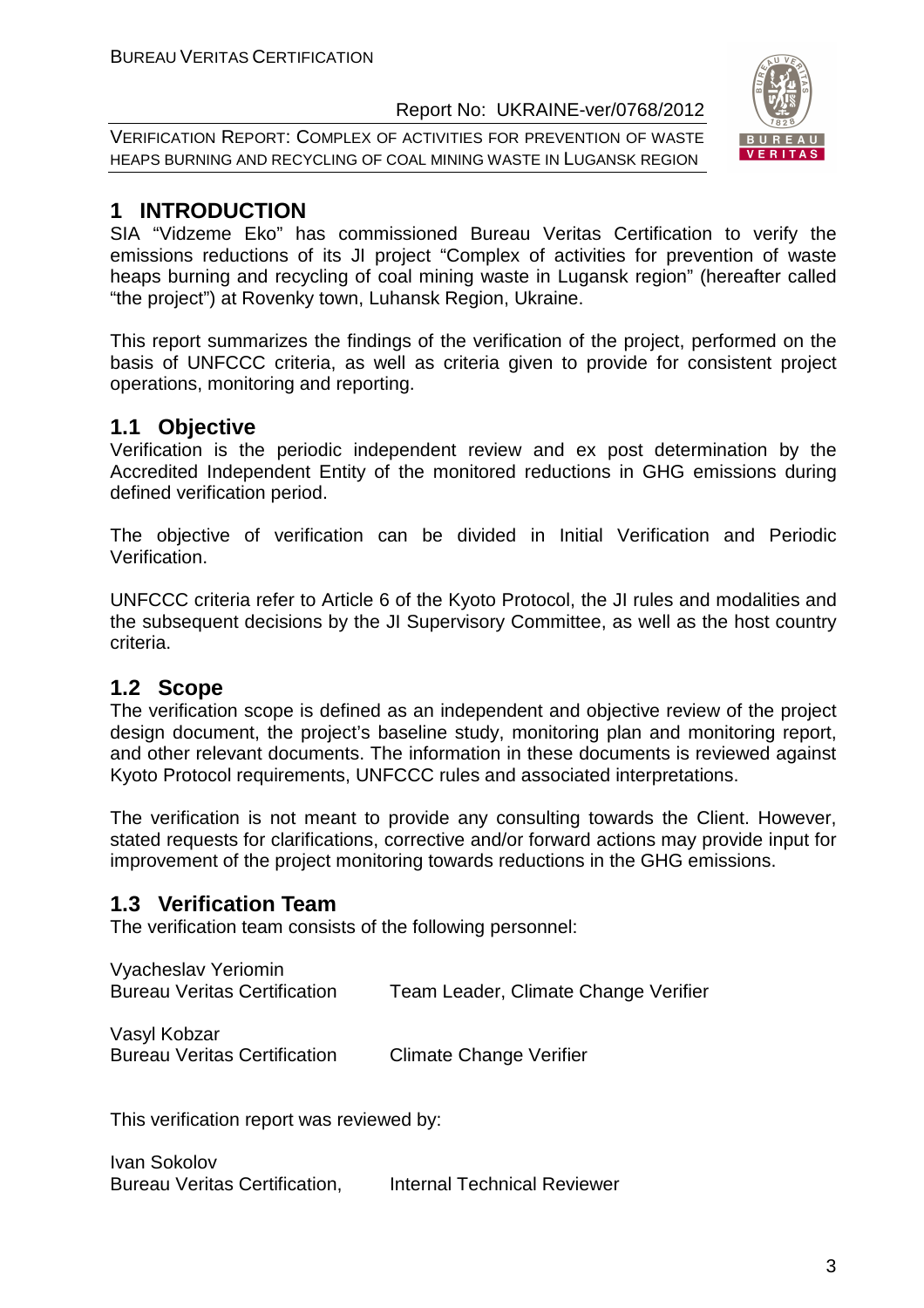# 1 INTRODUCTION

SIA "Vidzeme Eko" has commissioned Bureau Veritas Certification to verify the emissions reductions of its JI project "Complex of activities for prevention of waste heaps burning and recycling of coal mining waste in Lugansk region" (hereafter called "the project") at Rovenky town, Luhansk Region, Ukraine.

This report summarizes the findings of the verification of the project, performed on the basis of UNFCCC criteria, as well as criteria given to provide for consistent project operations, monitoring and reporting.

## 1.1 Objective

Verification is the periodic independent review and ex post determination by the Accredited Independent Entity of the monitored reductions in GHG emissions during defined verification period.

The objective of verification can be divided in Initial Verification and Periodic Verification.

UNFCCC criteria refer to Article 6 of the Kyoto Protocol, the JI rules and modalities and the subsequent decisions by the JI Supervisory Committee, as well as the host country criteria.

## 1.2 Scope

The verification scope is defined as an independent and objective review of the project design document, the project's baseline study, monitoring plan and monitoring report, and other relevant documents. The information in these documents is reviewed against Kyoto Protocol requirements, UNFCCC rules and associated interpretations.

The verification is not meant to provide any consulting towards the Client. However, stated requests for clarifications, corrective and/or forward actions may provide input for improvement of the project monitoring towards reductions in the GHG emissions.

## 1.3 Verification Team

The verification team consists of the following personnel:

Vyacheslav Yeriomin
Bureau Veritas Certification — Team Leader, Climate Change Verifier

Vasyl Kobzar
Bureau Veritas Certification — Climate Change Verifier

This verification report was reviewed by:

Ivan Sokolov
Bureau Veritas Certification, — Internal Technical Reviewer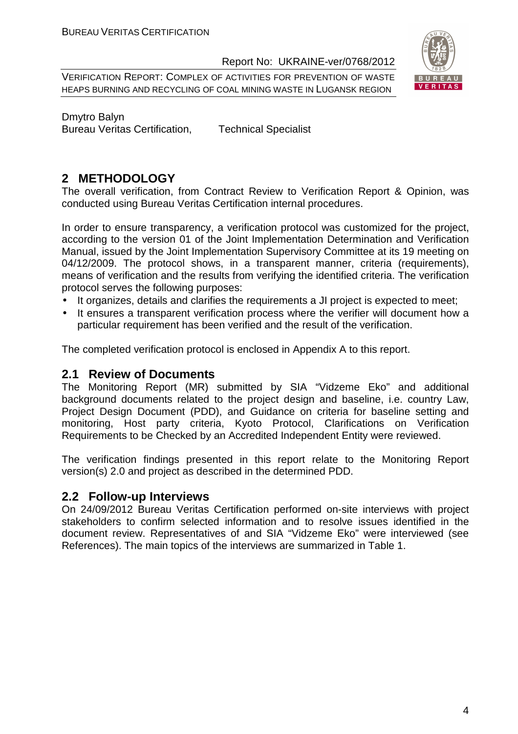Dmytro Balyn
Bureau Veritas Certification, Technical Specialist

## 2 METHODOLOGY

The overall verification, from Contract Review to Verification Report & Opinion, was conducted using Bureau Veritas Certification internal procedures.

In order to ensure transparency, a verification protocol was customized for the project, according to the version 01 of the Joint Implementation Determination and Verification Manual, issued by the Joint Implementation Supervisory Committee at its 19 meeting on 04/12/2009. The protocol shows, in a transparent manner, criteria (requirements), means of verification and the results from verifying the identified criteria. The verification protocol serves the following purposes:

- It organizes, details and clarifies the requirements a JI project is expected to meet;
- It ensures a transparent verification process where the verifier will document how a particular requirement has been verified and the result of the verification.

The completed verification protocol is enclosed in Appendix A to this report.

### 2.1 Review of Documents

The Monitoring Report (MR) submitted by SIA "Vidzeme Eko" and additional background documents related to the project design and baseline, i.e. country Law, Project Design Document (PDD), and Guidance on criteria for baseline setting and monitoring, Host party criteria, Kyoto Protocol, Clarifications on Verification Requirements to be Checked by an Accredited Independent Entity were reviewed.

The verification findings presented in this report relate to the Monitoring Report version(s) 2.0 and project as described in the determined PDD.

### 2.2 Follow-up Interviews

On 24/09/2012 Bureau Veritas Certification performed on-site interviews with project stakeholders to confirm selected information and to resolve issues identified in the document review. Representatives of and SIA "Vidzeme Eko" were interviewed (see References). The main topics of the interviews are summarized in Table 1.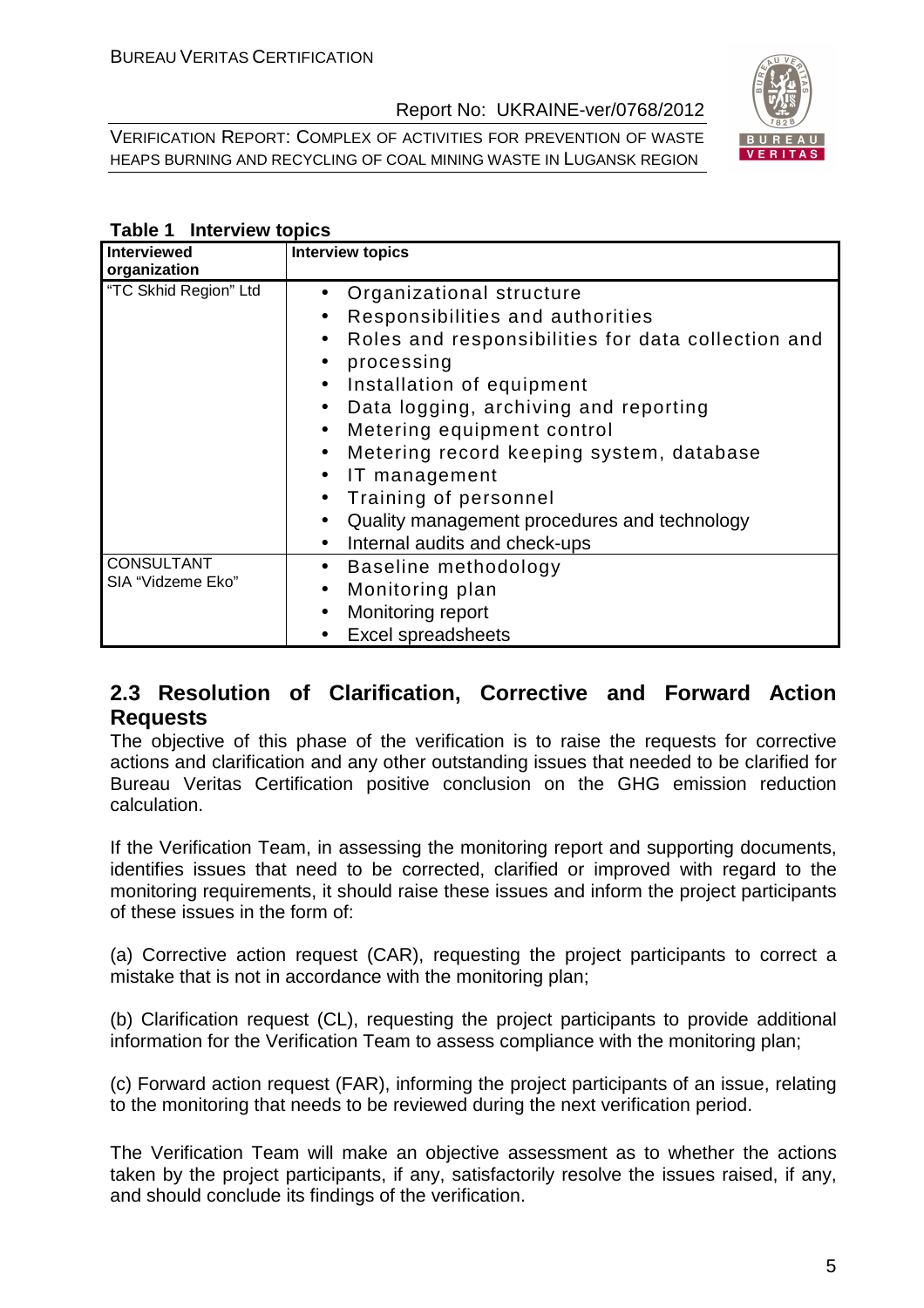**Table 1 Interview topics**

| Interviewed organization | Interview topics |
|---|---|
| "TC Skhid Region" Ltd | • Organizational structure<br>• Responsibilities and authorities<br>• Roles and responsibilities for data collection and<br>• processing<br>• Installation of equipment<br>• Data logging, archiving and reporting<br>• Metering equipment control<br>• Metering record keeping system, database<br>• IT management<br>• Training of personnel<br>• Quality management procedures and technology<br>• Internal audits and check-ups |
| CONSULTANT SIA "Vidzeme Eko" | • Baseline methodology<br>• Monitoring plan<br>• Monitoring report<br>• Excel spreadsheets |

## 2.3 Resolution of Clarification, Corrective and Forward Action Requests

The objective of this phase of the verification is to raise the requests for corrective actions and clarification and any other outstanding issues that needed to be clarified for Bureau Veritas Certification positive conclusion on the GHG emission reduction calculation.

If the Verification Team, in assessing the monitoring report and supporting documents, identifies issues that need to be corrected, clarified or improved with regard to the monitoring requirements, it should raise these issues and inform the project participants of these issues in the form of:

(a) Corrective action request (CAR), requesting the project participants to correct a mistake that is not in accordance with the monitoring plan;

(b) Clarification request (CL), requesting the project participants to provide additional information for the Verification Team to assess compliance with the monitoring plan;

(c) Forward action request (FAR), informing the project participants of an issue, relating to the monitoring that needs to be reviewed during the next verification period.

The Verification Team will make an objective assessment as to whether the actions taken by the project participants, if any, satisfactorily resolve the issues raised, if any, and should conclude its findings of the verification.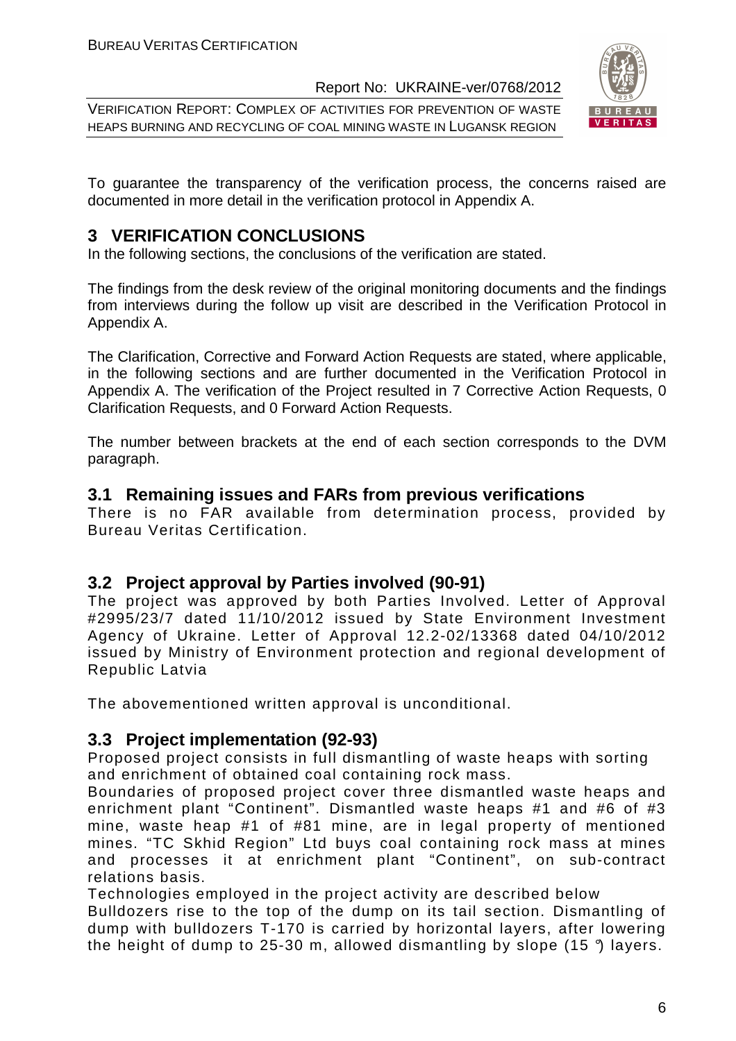To guarantee the transparency of the verification process, the concerns raised are documented in more detail in the verification protocol in Appendix A.

# 3 VERIFICATION CONCLUSIONS

In the following sections, the conclusions of the verification are stated.

The findings from the desk review of the original monitoring documents and the findings from interviews during the follow up visit are described in the Verification Protocol in Appendix A.

The Clarification, Corrective and Forward Action Requests are stated, where applicable, in the following sections and are further documented in the Verification Protocol in Appendix A. The verification of the Project resulted in 7 Corrective Action Requests, 0 Clarification Requests, and 0 Forward Action Requests.

The number between brackets at the end of each section corresponds to the DVM paragraph.

## 3.1 Remaining issues and FARs from previous verifications

There is no FAR available from determination process, provided by Bureau Veritas Certification.

## 3.2 Project approval by Parties involved (90-91)

The project was approved by both Parties Involved. Letter of Approval #2995/23/7 dated 11/10/2012 issued by State Environment Investment Agency of Ukraine. Letter of Approval 12.2-02/13368 dated 04/10/2012 issued by Ministry of Environment protection and regional development of Republic Latvia

The abovementioned written approval is unconditional.

## 3.3 Project implementation (92-93)

Proposed project consists in full dismantling of waste heaps with sorting and enrichment of obtained coal containing rock mass.

Boundaries of proposed project cover three dismantled waste heaps and enrichment plant "Continent". Dismantled waste heaps #1 and #6 of #3 mine, waste heap #1 of #81 mine, are in legal property of mentioned mines. "TC Skhid Region" Ltd buys coal containing rock mass at mines and processes it at enrichment plant "Continent", on sub-contract relations basis.

Technologies employed in the project activity are described below

Bulldozers rise to the top of the dump on its tail section. Dismantling of dump with bulldozers T-170 is carried by horizontal layers, after lowering the height of dump to 25-30 m, allowed dismantling by slope (15 °) layers.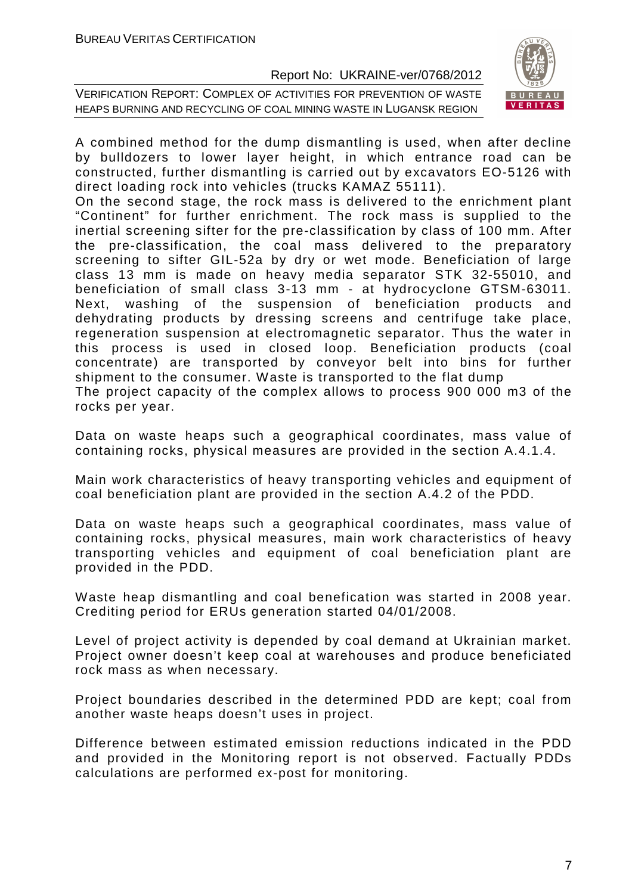A combined method for the dump dismantling is used, when after decline by bulldozers to lower layer height, in which entrance road can be constructed, further dismantling is carried out by excavators EO-5126 with direct loading rock into vehicles (trucks KAMAZ 55111).
On the second stage, the rock mass is delivered to the enrichment plant "Continent" for further enrichment. The rock mass is supplied to the inertial screening sifter for the pre-classification by class of 100 mm. After the pre-classification, the coal mass delivered to the preparatory screening to sifter GIL-52a by dry or wet mode. Beneficiation of large class 13 mm is made on heavy media separator STK 32-55010, and beneficiation of small class 3-13 mm - at hydrocyclone GTSM-63011. Next, washing of the suspension of beneficiation products and dehydrating products by dressing screens and centrifuge take place, regeneration suspension at electromagnetic separator. Thus the water in this process is used in closed loop. Beneficiation products (coal concentrate) are transported by conveyor belt into bins for further shipment to the consumer. Waste is transported to the flat dump
The project capacity of the complex allows to process 900 000 m3 of the rocks per year.

Data on waste heaps such a geographical coordinates, mass value of containing rocks, physical measures are provided in the section A.4.1.4.

Main work characteristics of heavy transporting vehicles and equipment of coal beneficiation plant are provided in the section A.4.2 of the PDD.

Data on waste heaps such a geographical coordinates, mass value of containing rocks, physical measures, main work characteristics of heavy transporting vehicles and equipment of coal beneficiation plant are provided in the PDD.

Waste heap dismantling and coal benefication was started in 2008 year. Crediting period for ERUs generation started 04/01/2008.

Level of project activity is depended by coal demand at Ukrainian market. Project owner doesn't keep coal at warehouses and produce beneficiated rock mass as when necessary.

Project boundaries described in the determined PDD are kept; coal from another waste heaps doesn't uses in project.

Difference between estimated emission reductions indicated in the PDD and provided in the Monitoring report is not observed. Factually PDDs calculations are performed ex-post for monitoring.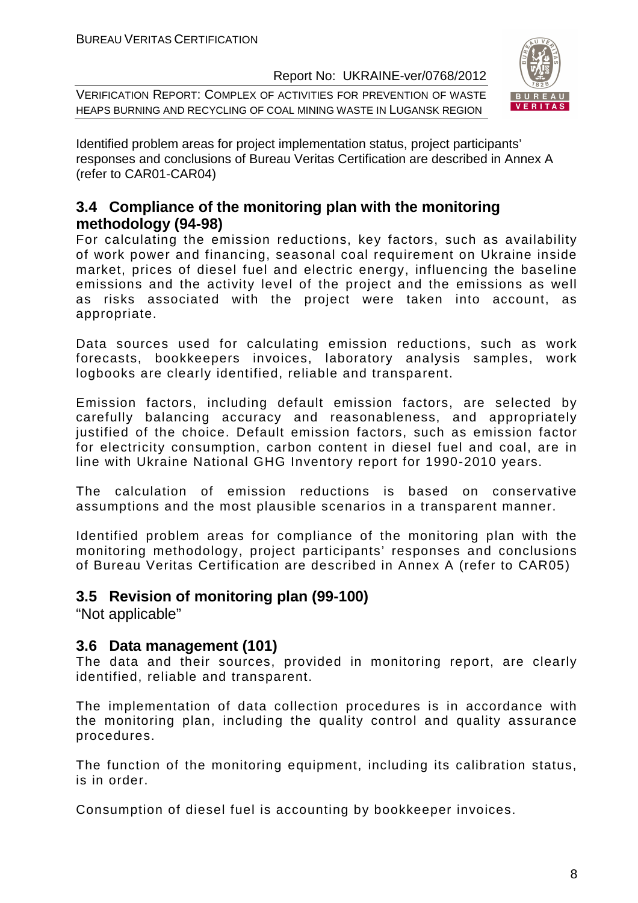Identified problem areas for project implementation status, project participants' responses and conclusions of Bureau Veritas Certification are described in Annex A (refer to CAR01-CAR04)

## 3.4 Compliance of the monitoring plan with the monitoring methodology (94-98)

For calculating the emission reductions, key factors, such as availability of work power and financing, seasonal coal requirement on Ukraine inside market, prices of diesel fuel and electric energy, influencing the baseline emissions and the activity level of the project and the emissions as well as risks associated with the project were taken into account, as appropriate.

Data sources used for calculating emission reductions, such as work forecasts, bookkeepers invoices, laboratory analysis samples, work logbooks are clearly identified, reliable and transparent.

Emission factors, including default emission factors, are selected by carefully balancing accuracy and reasonableness, and appropriately justified of the choice. Default emission factors, such as emission factor for electricity consumption, carbon content in diesel fuel and coal, are in line with Ukraine National GHG Inventory report for 1990-2010 years.

The calculation of emission reductions is based on conservative assumptions and the most plausible scenarios in a transparent manner.

Identified problem areas for compliance of the monitoring plan with the monitoring methodology, project participants' responses and conclusions of Bureau Veritas Certification are described in Annex A (refer to CAR05)

## 3.5 Revision of monitoring plan (99-100)

"Not applicable"

## 3.6 Data management (101)

The data and their sources, provided in monitoring report, are clearly identified, reliable and transparent.

The implementation of data collection procedures is in accordance with the monitoring plan, including the quality control and quality assurance procedures.

The function of the monitoring equipment, including its calibration status, is in order.

Consumption of diesel fuel is accounting by bookkeeper invoices.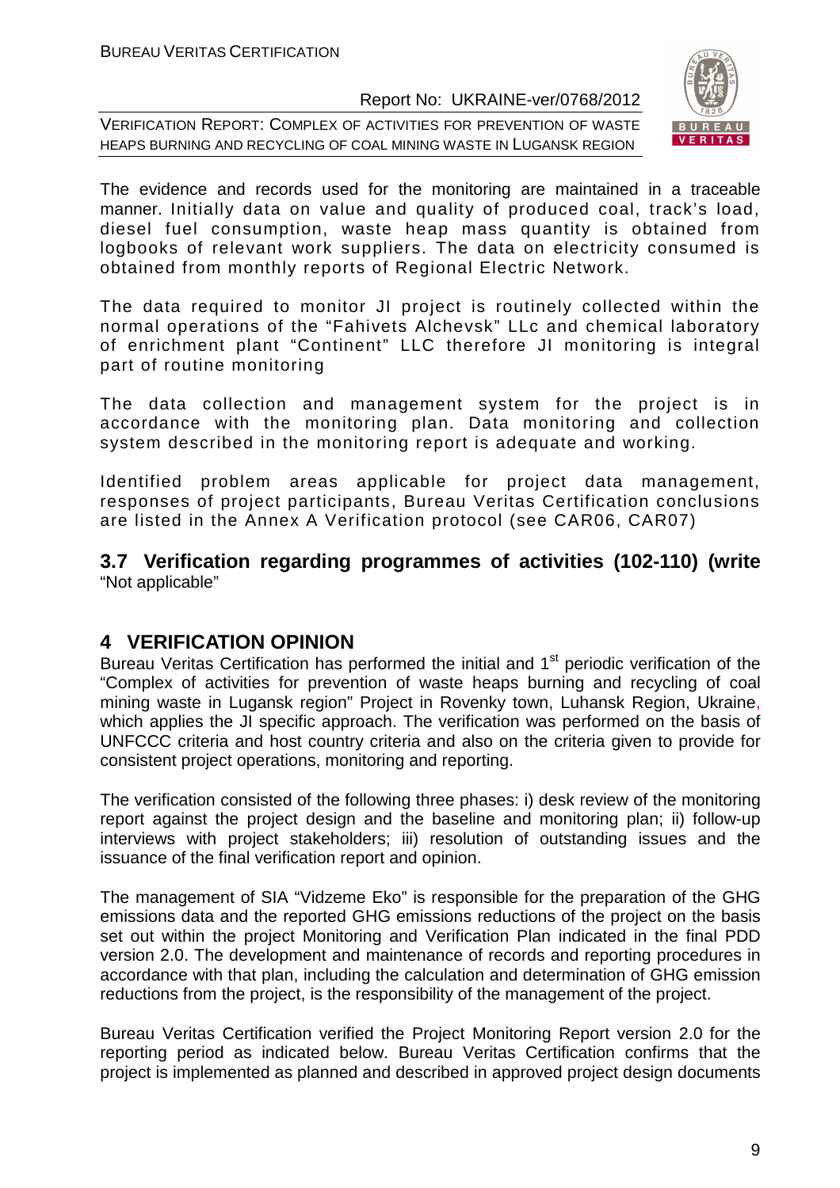The evidence and records used for the monitoring are maintained in a traceable manner. Initially data on value and quality of produced coal, track's load, diesel fuel consumption, waste heap mass quantity is obtained from logbooks of relevant work suppliers. The data on electricity consumed is obtained from monthly reports of Regional Electric Network.

The data required to monitor JI project is routinely collected within the normal operations of the "Fahivets Alchevsk" LLc and chemical laboratory of enrichment plant "Continent" LLC therefore JI monitoring is integral part of routine monitoring

The data collection and management system for the project is in accordance with the monitoring plan. Data monitoring and collection system described in the monitoring report is adequate and working.

Identified problem areas applicable for project data management, responses of project participants, Bureau Veritas Certification conclusions are listed in the Annex A Verification protocol (see CAR06, CAR07)

## 3.7 Verification regarding programmes of activities (102-110) (write

"Not applicable"

# 4 VERIFICATION OPINION

Bureau Veritas Certification has performed the initial and 1st periodic verification of the "Complex of activities for prevention of waste heaps burning and recycling of coal mining waste in Lugansk region" Project in Rovenky town, Luhansk Region, Ukraine, which applies the JI specific approach. The verification was performed on the basis of UNFCCC criteria and host country criteria and also on the criteria given to provide for consistent project operations, monitoring and reporting.

The verification consisted of the following three phases: i) desk review of the monitoring report against the project design and the baseline and monitoring plan; ii) follow-up interviews with project stakeholders; iii) resolution of outstanding issues and the issuance of the final verification report and opinion.

The management of SIA "Vidzeme Eko" is responsible for the preparation of the GHG emissions data and the reported GHG emissions reductions of the project on the basis set out within the project Monitoring and Verification Plan indicated in the final PDD version 2.0. The development and maintenance of records and reporting procedures in accordance with that plan, including the calculation and determination of GHG emission reductions from the project, is the responsibility of the management of the project.

Bureau Veritas Certification verified the Project Monitoring Report version 2.0 for the reporting period as indicated below. Bureau Veritas Certification confirms that the project is implemented as planned and described in approved project design documents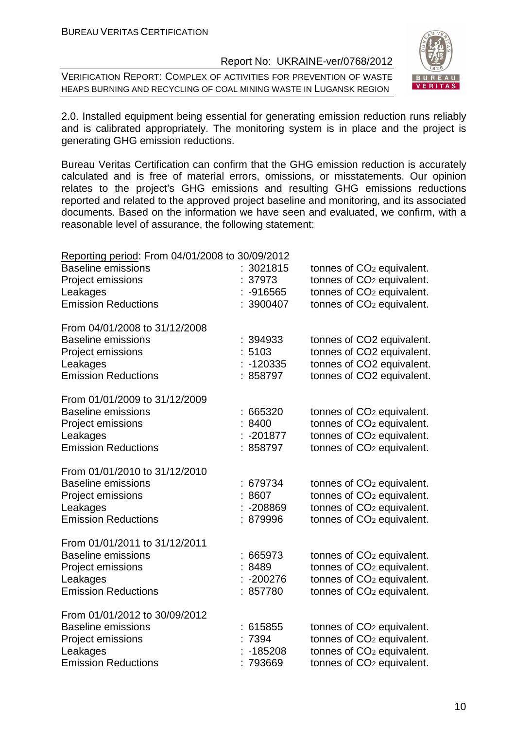2.0. Installed equipment being essential for generating emission reduction runs reliably and is calibrated appropriately. The monitoring system is in place and the project is generating GHG emission reductions.

Bureau Veritas Certification can confirm that the GHG emission reduction is accurately calculated and is free of material errors, omissions, or misstatements. Our opinion relates to the project's GHG emissions and resulting GHG emissions reductions reported and related to the approved project baseline and monitoring, and its associated documents. Based on the information we have seen and evaluated, we confirm, with a reasonable level of assurance, the following statement:

Reporting period: From 04/01/2008 to 30/09/2012

| | | |
|---|---|---|
| Baseline emissions | : 3021815 | tonnes of $CO_2$ equivalent. |
| Project emissions | : 37973 | tonnes of $CO_2$ equivalent. |
| Leakages | : -916565 | tonnes of $CO_2$ equivalent. |
| Emission Reductions | : 3900407 | tonnes of $CO_2$ equivalent. |

From 04/01/2008 to 31/12/2008

| | | |
|---|---|---|
| Baseline emissions | : 394933 | tonnes of CO2 equivalent. |
| Project emissions | : 5103 | tonnes of CO2 equivalent. |
| Leakages | : -120335 | tonnes of CO2 equivalent. |
| Emission Reductions | : 858797 | tonnes of CO2 equivalent. |

From 01/01/2009 to 31/12/2009

| | | |
|---|---|---|
| Baseline emissions | : 665320 | tonnes of $CO_2$ equivalent. |
| Project emissions | : 8400 | tonnes of $CO_2$ equivalent. |
| Leakages | : -201877 | tonnes of $CO_2$ equivalent. |
| Emission Reductions | : 858797 | tonnes of $CO_2$ equivalent. |

From 01/01/2010 to 31/12/2010

| | | |
|---|---|---|
| Baseline emissions | : 679734 | tonnes of $CO_2$ equivalent. |
| Project emissions | : 8607 | tonnes of $CO_2$ equivalent. |
| Leakages | : -208869 | tonnes of $CO_2$ equivalent. |
| Emission Reductions | : 879996 | tonnes of $CO_2$ equivalent. |

From 01/01/2011 to 31/12/2011

| | | |
|---|---|---|
| Baseline emissions | : 665973 | tonnes of $CO_2$ equivalent. |
| Project emissions | : 8489 | tonnes of $CO_2$ equivalent. |
| Leakages | : -200276 | tonnes of $CO_2$ equivalent. |
| Emission Reductions | : 857780 | tonnes of $CO_2$ equivalent. |

From 01/01/2012 to 30/09/2012

| | | |
|---|---|---|
| Baseline emissions | : 615855 | tonnes of $CO_2$ equivalent. |
| Project emissions | : 7394 | tonnes of $CO_2$ equivalent. |
| Leakages | : -185208 | tonnes of $CO_2$ equivalent. |
| Emission Reductions | : 793669 | tonnes of $CO_2$ equivalent. |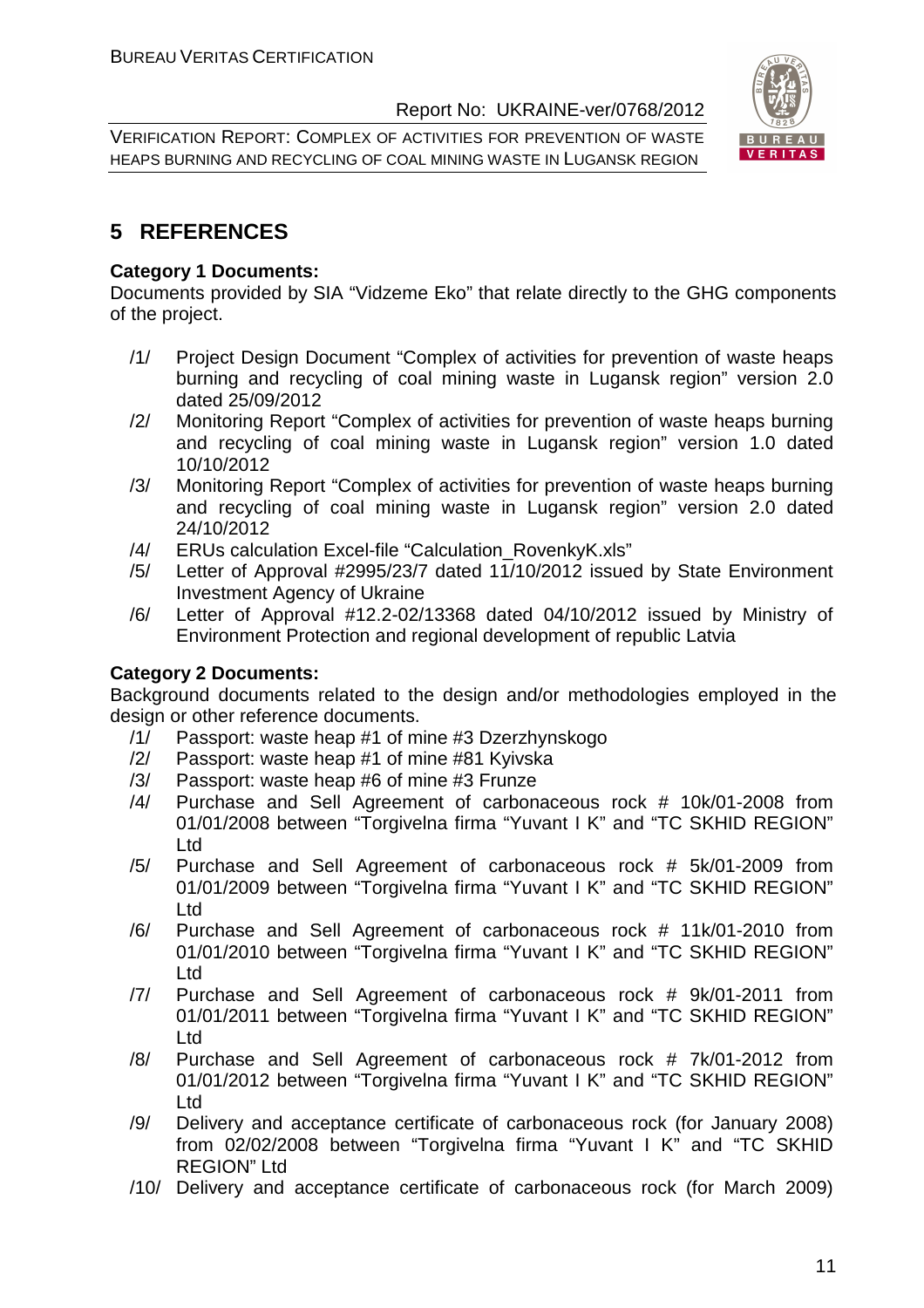# 5 REFERENCES

**Category 1 Documents:**

Documents provided by SIA “Vidzeme Eko” that relate directly to the GHG components of the project.

/1/ Project Design Document “Complex of activities for prevention of waste heaps burning and recycling of coal mining waste in Lugansk region” version 2.0 dated 25/09/2012

/2/ Monitoring Report “Complex of activities for prevention of waste heaps burning and recycling of coal mining waste in Lugansk region” version 1.0 dated 10/10/2012

/3/ Monitoring Report “Complex of activities for prevention of waste heaps burning and recycling of coal mining waste in Lugansk region” version 2.0 dated 24/10/2012

/4/ ERUs calculation Excel-file “Calculation_RovenkyK.xls”

/5/ Letter of Approval #2995/23/7 dated 11/10/2012 issued by State Environment Investment Agency of Ukraine

/6/ Letter of Approval #12.2-02/13368 dated 04/10/2012 issued by Ministry of Environment Protection and regional development of republic Latvia

**Category 2 Documents:**

Background documents related to the design and/or methodologies employed in the design or other reference documents.

/1/ Passport: waste heap #1 of mine #3 Dzerzhynskogo

/2/ Passport: waste heap #1 of mine #81 Kyivska

/3/ Passport: waste heap #6 of mine #3 Frunze

/4/ Purchase and Sell Agreement of carbonaceous rock # 10k/01-2008 from 01/01/2008 between “Torgivelna firma “Yuvant I K” and “TC SKHID REGION” Ltd

/5/ Purchase and Sell Agreement of carbonaceous rock # 5k/01-2009 from 01/01/2009 between “Torgivelna firma “Yuvant I K” and “TC SKHID REGION” Ltd

/6/ Purchase and Sell Agreement of carbonaceous rock # 11k/01-2010 from 01/01/2010 between “Torgivelna firma “Yuvant I K” and “TC SKHID REGION” Ltd

/7/ Purchase and Sell Agreement of carbonaceous rock # 9k/01-2011 from 01/01/2011 between “Torgivelna firma “Yuvant I K” and “TC SKHID REGION” Ltd

/8/ Purchase and Sell Agreement of carbonaceous rock # 7k/01-2012 from 01/01/2012 between “Torgivelna firma “Yuvant I K” and “TC SKHID REGION” Ltd

/9/ Delivery and acceptance certificate of carbonaceous rock (for January 2008) from 02/02/2008 between “Torgivelna firma “Yuvant I K” and “TC SKHID REGION” Ltd

/10/ Delivery and acceptance certificate of carbonaceous rock (for March 2009)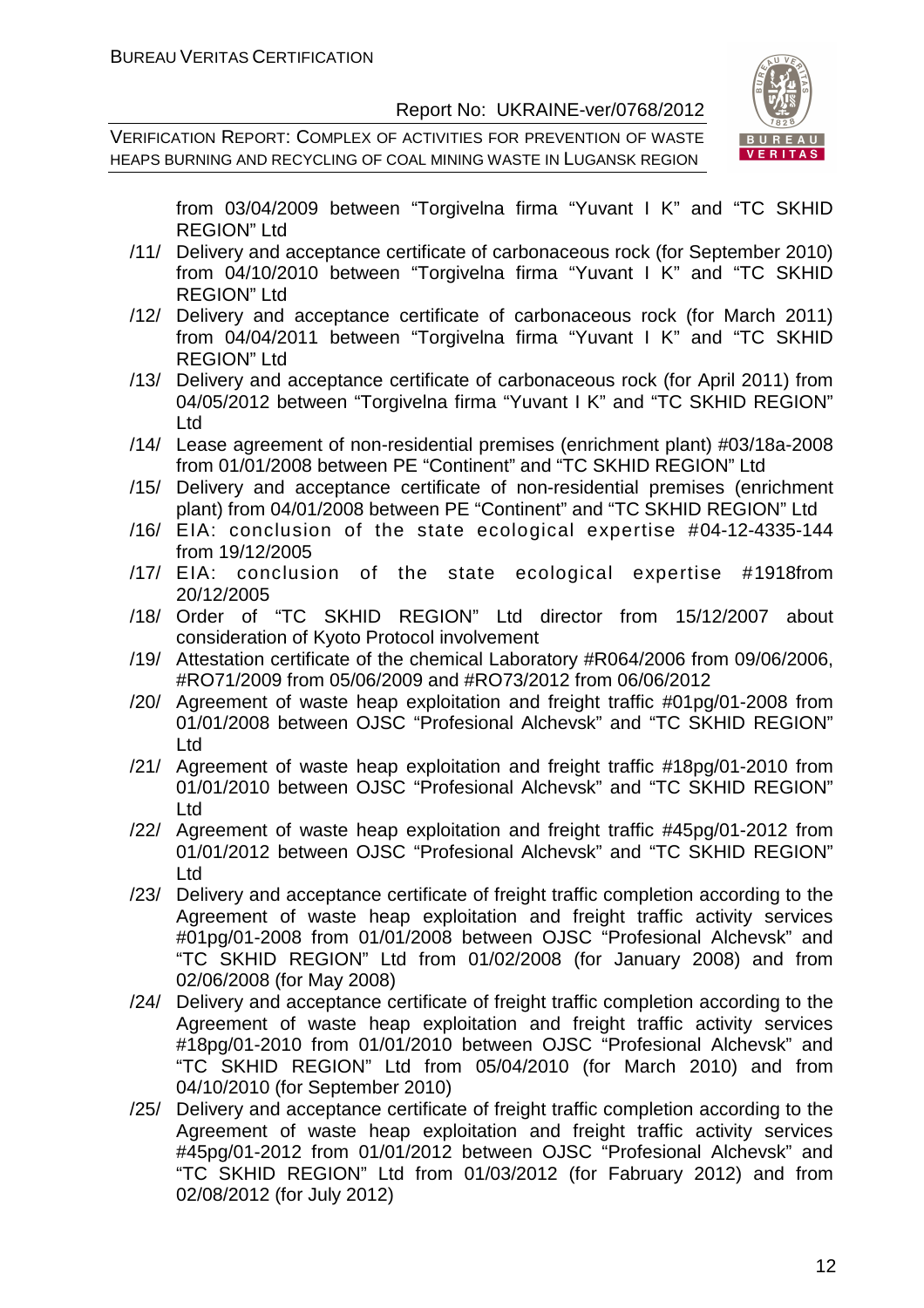from 03/04/2009 between "Torgivelna firma "Yuvant I K" and "TC SKHID REGION" Ltd

/11/ Delivery and acceptance certificate of carbonaceous rock (for September 2010) from 04/10/2010 between "Torgivelna firma "Yuvant I K" and "TC SKHID REGION" Ltd

/12/ Delivery and acceptance certificate of carbonaceous rock (for March 2011) from 04/04/2011 between "Torgivelna firma "Yuvant I K" and "TC SKHID REGION" Ltd

/13/ Delivery and acceptance certificate of carbonaceous rock (for April 2011) from 04/05/2012 between "Torgivelna firma "Yuvant I K" and "TC SKHID REGION" Ltd

/14/ Lease agreement of non-residential premises (enrichment plant) #03/18a-2008 from 01/01/2008 between PE "Continent" and "TC SKHID REGION" Ltd

/15/ Delivery and acceptance certificate of non-residential premises (enrichment plant) from 04/01/2008 between PE "Continent" and "TC SKHID REGION" Ltd

/16/ EIA: conclusion of the state ecological expertise #04-12-4335-144 from 19/12/2005

/17/ EIA: conclusion of the state ecological expertise #1918from 20/12/2005

/18/ Order of "TC SKHID REGION" Ltd director from 15/12/2007 about consideration of Kyoto Protocol involvement

/19/ Attestation certificate of the chemical Laboratory #R064/2006 from 09/06/2006, #RO71/2009 from 05/06/2009 and #RO73/2012 from 06/06/2012

/20/ Agreement of waste heap exploitation and freight traffic #01pg/01-2008 from 01/01/2008 between OJSC "Profesional Alchevsk" and "TC SKHID REGION" Ltd

/21/ Agreement of waste heap exploitation and freight traffic #18pg/01-2010 from 01/01/2010 between OJSC "Profesional Alchevsk" and "TC SKHID REGION" Ltd

/22/ Agreement of waste heap exploitation and freight traffic #45pg/01-2012 from 01/01/2012 between OJSC "Profesional Alchevsk" and "TC SKHID REGION" Ltd

/23/ Delivery and acceptance certificate of freight traffic completion according to the Agreement of waste heap exploitation and freight traffic activity services #01pg/01-2008 from 01/01/2008 between OJSC "Profesional Alchevsk" and "TC SKHID REGION" Ltd from 01/02/2008 (for January 2008) and from 02/06/2008 (for May 2008)

/24/ Delivery and acceptance certificate of freight traffic completion according to the Agreement of waste heap exploitation and freight traffic activity services #18pg/01-2010 from 01/01/2010 between OJSC "Profesional Alchevsk" and "TC SKHID REGION" Ltd from 05/04/2010 (for March 2010) and from 04/10/2010 (for September 2010)

/25/ Delivery and acceptance certificate of freight traffic completion according to the Agreement of waste heap exploitation and freight traffic activity services #45pg/01-2012 from 01/01/2012 between OJSC "Profesional Alchevsk" and "TC SKHID REGION" Ltd from 01/03/2012 (for Fabruary 2012) and from 02/08/2012 (for July 2012)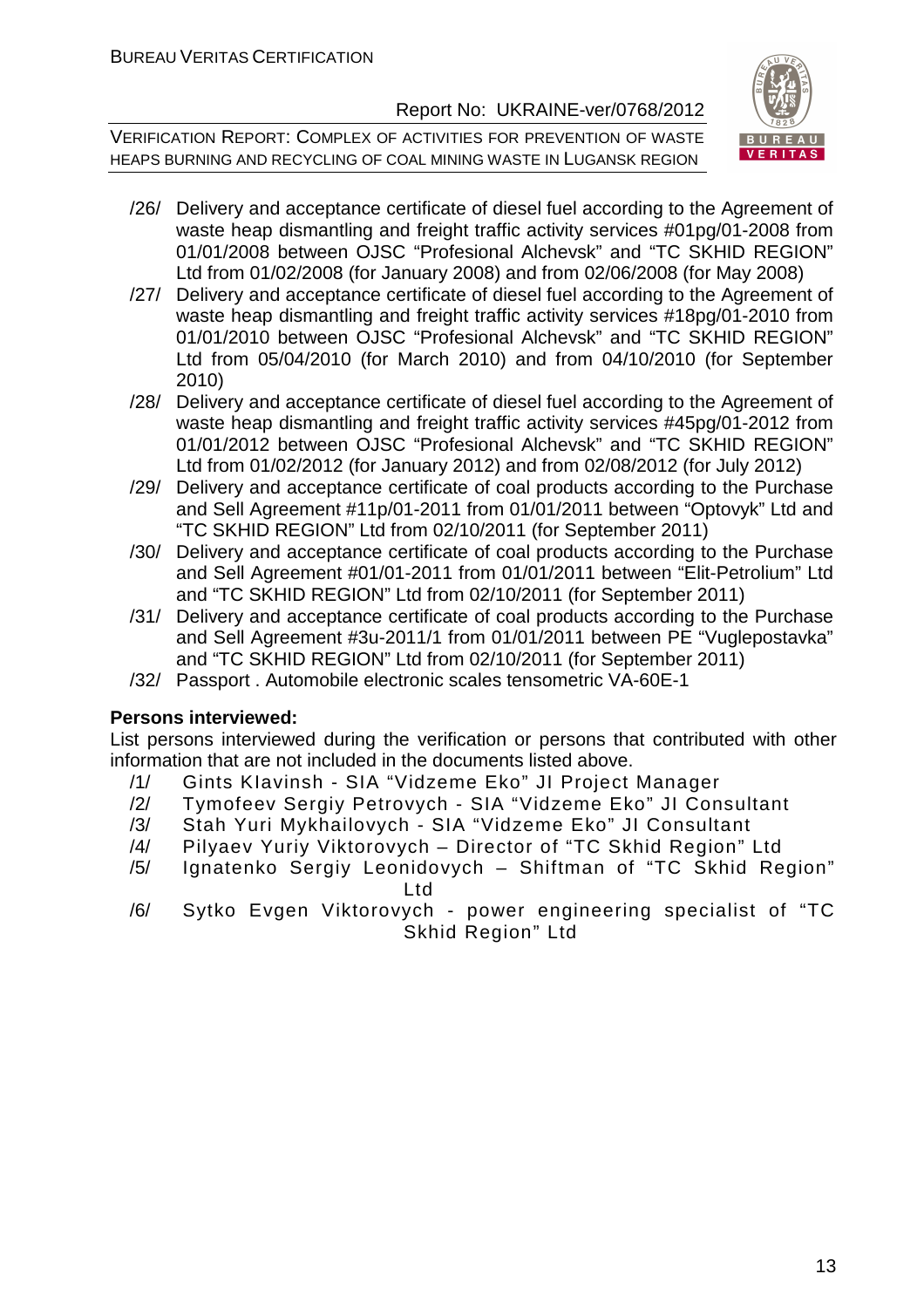/26/ Delivery and acceptance certificate of diesel fuel according to the Agreement of waste heap dismantling and freight traffic activity services #01pg/01-2008 from 01/01/2008 between OJSC "Profesional Alchevsk" and "TC SKHID REGION" Ltd from 01/02/2008 (for January 2008) and from 02/06/2008 (for May 2008)

/27/ Delivery and acceptance certificate of diesel fuel according to the Agreement of waste heap dismantling and freight traffic activity services #18pg/01-2010 from 01/01/2010 between OJSC "Profesional Alchevsk" and "TC SKHID REGION" Ltd from 05/04/2010 (for March 2010) and from 04/10/2010 (for September 2010)

/28/ Delivery and acceptance certificate of diesel fuel according to the Agreement of waste heap dismantling and freight traffic activity services #45pg/01-2012 from 01/01/2012 between OJSC "Profesional Alchevsk" and "TC SKHID REGION" Ltd from 01/02/2012 (for January 2012) and from 02/08/2012 (for July 2012)

/29/ Delivery and acceptance certificate of coal products according to the Purchase and Sell Agreement #11p/01-2011 from 01/01/2011 between "Optovyk" Ltd and "TC SKHID REGION" Ltd from 02/10/2011 (for September 2011)

/30/ Delivery and acceptance certificate of coal products according to the Purchase and Sell Agreement #01/01-2011 from 01/01/2011 between "Elit-Petrolium" Ltd and "TC SKHID REGION" Ltd from 02/10/2011 (for September 2011)

/31/ Delivery and acceptance certificate of coal products according to the Purchase and Sell Agreement #3u-2011/1 from 01/01/2011 between PE "Vuglepostavka" and "TC SKHID REGION" Ltd from 02/10/2011 (for September 2011)

/32/ Passport . Automobile electronic scales tensometric VA-60E-1

**Persons interviewed:**

List persons interviewed during the verification or persons that contributed with other information that are not included in the documents listed above.

/1/ Gints Klavinsh - SIA "Vidzeme Eko" JI Project Manager

/2/ Tymofeev Sergiy Petrovych - SIA "Vidzeme Eko" JI Consultant

/3/ Stah Yuri Mykhailovych - SIA "Vidzeme Eko" JI Consultant

/4/ Pilyaev Yuriy Viktorovych – Director of "TC Skhid Region" Ltd

/5/ Ignatenko Sergiy Leonidovych – Shiftman of "TC Skhid Region" Ltd

/6/ Sytko Evgen Viktorovych - power engineering specialist of "TC Skhid Region" Ltd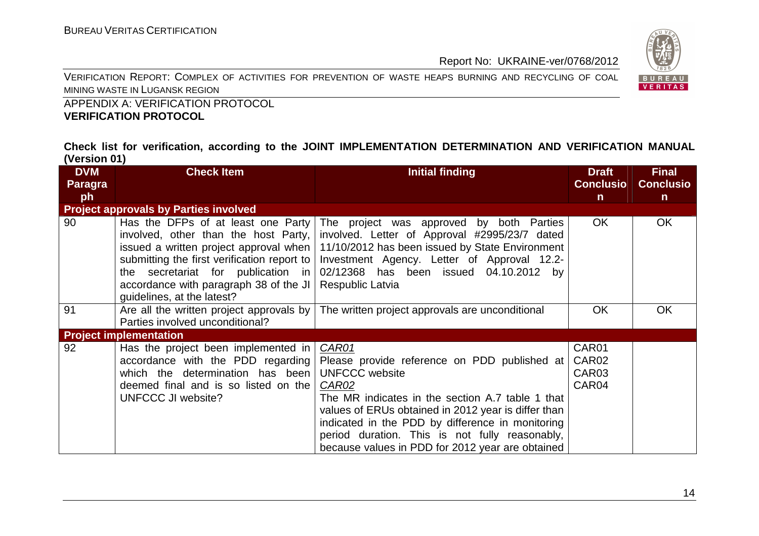APPENDIX A: VERIFICATION PROTOCOL
**VERIFICATION PROTOCOL**

**Check list for verification, according to the JOINT IMPLEMENTATION DETERMINATION AND VERIFICATION MANUAL (Version 01)**

| DVM Paragraph | Check Item | Initial finding | Draft Conclusion | Final Conclusion |
|---|---|---|---|---|
| **Project approvals by Parties involved** | | | | |
| 90 | Has the DFPs of at least one Party involved, other than the host Party, issued a written project approval when submitting the first verification report to the secretariat for publication in accordance with paragraph 38 of the JI guidelines, at the latest? | The project was approved by both Parties involved. Letter of Approval #2995/23/7 dated 11/10/2012 has been issued by State Environment Investment Agency. Letter of Approval 12.2-02/12368 has been issued 04.10.2012 by Respublic Latvia | OK | OK |
| 91 | Are all the written project approvals by Parties involved unconditional? | The written project approvals are unconditional | OK | OK |
| **Project implementation** | | | | |
| 92 | Has the project been implemented in accordance with the PDD regarding which the determination has been deemed final and is so listed on the UNFCCC JI website? | *CAR01*<br>Please provide reference on PDD published at UNFCCC website<br>*CAR02*<br>The MR indicates in the section A.7 table 1 that values of ERUs obtained in 2012 year is differ than indicated in the PDD by difference in monitoring period duration. This is not fully reasonably, because values in PDD for 2012 year are obtained | CAR01<br>CAR02<br>CAR03<br>CAR04 | |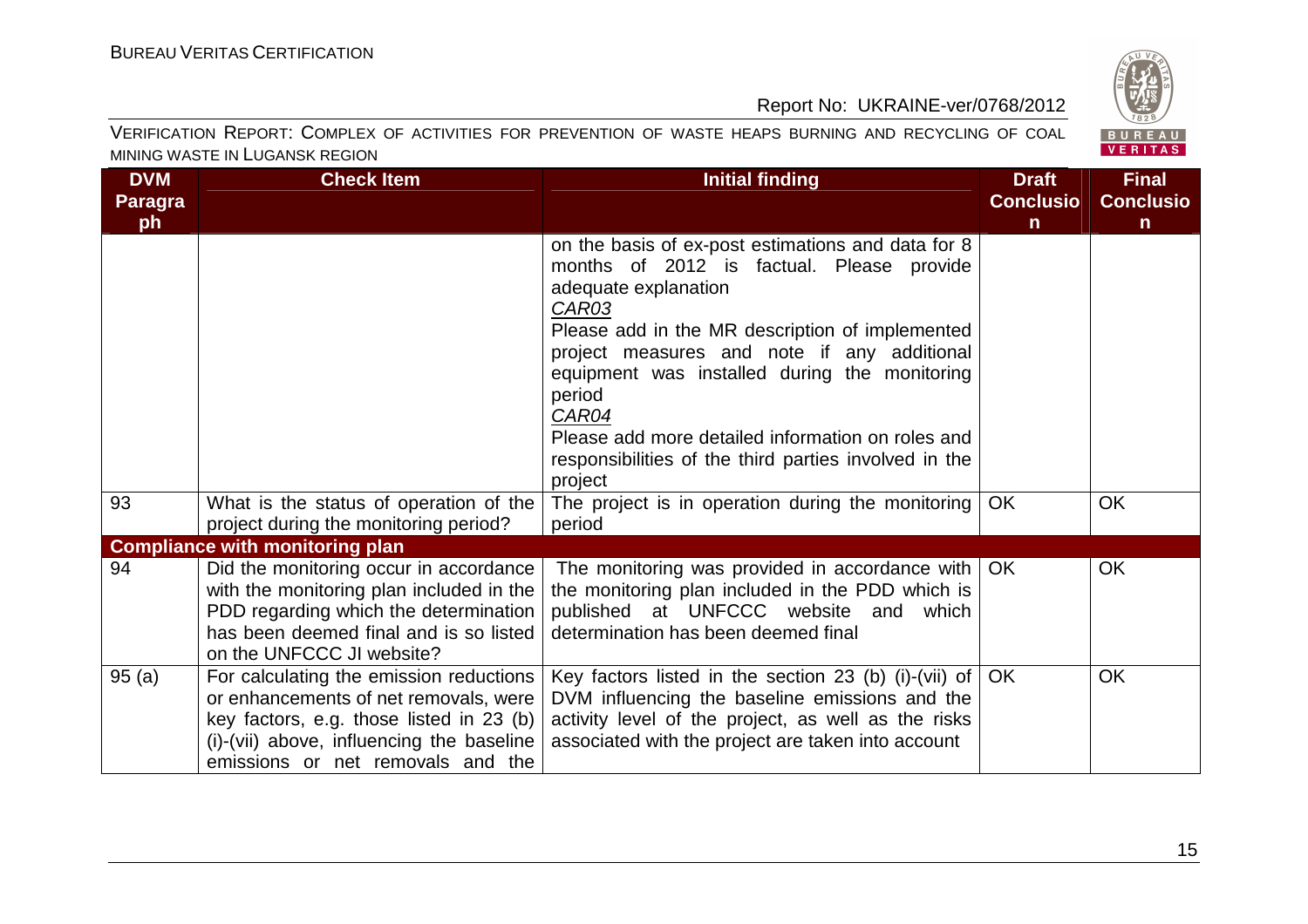| DVM Paragraph | Check Item | Initial finding | Draft Conclusion | Final Conclusion |
|---|---|---|---|---|
| | | on the basis of ex-post estimations and data for 8 months of 2012 is factual. Please provide adequate explanation<br>*CAR03*<br>Please add in the MR description of implemented project measures and note if any additional equipment was installed during the monitoring period<br>*CAR04*<br>Please add more detailed information on roles and responsibilities of the third parties involved in the project | | |
| 93 | What is the status of operation of the project during the monitoring period? | The project is in operation during the monitoring period | OK | OK |
| **Compliance with monitoring plan** | | | | |
| 94 | Did the monitoring occur in accordance with the monitoring plan included in the PDD regarding which the determination has been deemed final and is so listed on the UNFCCC JI website? | The monitoring was provided in accordance with the monitoring plan included in the PDD which is published at UNFCCC website and which determination has been deemed final | OK | OK |
| 95 (a) | For calculating the emission reductions or enhancements of net removals, were key factors, e.g. those listed in 23 (b) (i)-(vii) above, influencing the baseline emissions or net removals and the | Key factors listed in the section 23 (b) (i)-(vii) of DVM influencing the baseline emissions and the activity level of the project, as well as the risks associated with the project are taken into account | OK | OK |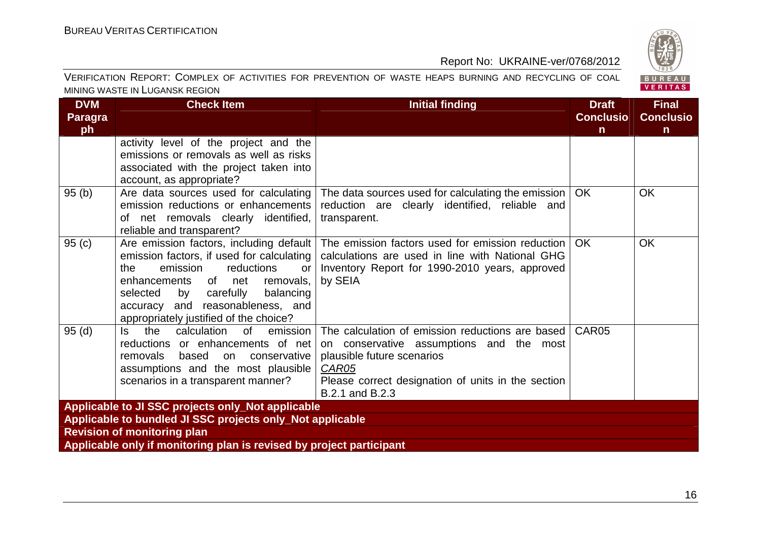| DVM Paragraph | Check Item | Initial finding | Draft Conclusion | Final Conclusion |
|---|---|---|---|---|
| | activity level of the project and the emissions or removals as well as risks associated with the project taken into account, as appropriate? | | | |
| 95 (b) | Are data sources used for calculating emission reductions or enhancements of net removals clearly identified, reliable and transparent? | The data sources used for calculating the emission reduction are clearly identified, reliable and transparent. | OK | OK |
| 95 (c) | Are emission factors, including default emission factors, if used for calculating the emission reductions or enhancements of net removals, selected by carefully balancing accuracy and reasonableness, and appropriately justified of the choice? | The emission factors used for emission reduction calculations are used in line with National GHG Inventory Report for 1990-2010 years, approved by SEIA | OK | OK |
| 95 (d) | Is the calculation of emission reductions or enhancements of net removals based on conservative assumptions and the most plausible scenarios in a transparent manner? | The calculation of emission reductions are based on conservative assumptions and the most plausible future scenarios<br>*CAR05*<br>Please correct designation of units in the section B.2.1 and B.2.3 | CAR05 | |
| **Applicable to JI SSC projects only_Not applicable** | | | | |
| **Applicable to bundled JI SSC projects only_Not applicable** | | | | |
| **Revision of monitoring plan** | | | | |
| **Applicable only if monitoring plan is revised by project participant** | | | | |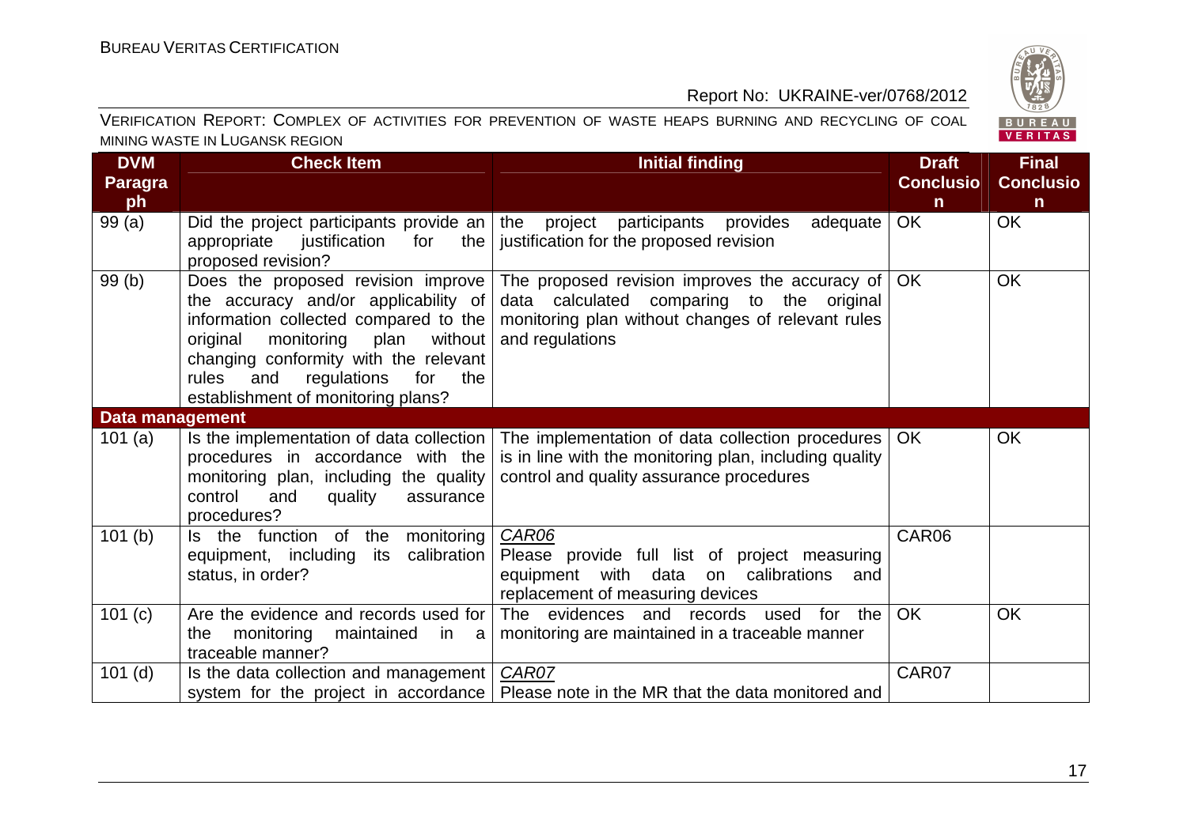| DVM Paragraph | Check Item | Initial finding | Draft Conclusion | Final Conclusion |
|---|---|---|---|---|
| 99 (a) | Did the project participants provide an appropriate justification for the proposed revision? | the project participants provides adequate justification for the proposed revision | OK | OK |
| 99 (b) | Does the proposed revision improve the accuracy and/or applicability of information collected compared to the original monitoring plan without changing conformity with the relevant rules and regulations for the establishment of monitoring plans? | The proposed revision improves the accuracy of data calculated comparing to the original monitoring plan without changes of relevant rules and regulations | OK | OK |
| **Data management** | | | | |
| 101 (a) | Is the implementation of data collection procedures in accordance with the monitoring plan, including the quality control and quality assurance procedures? | The implementation of data collection procedures is in line with the monitoring plan, including quality control and quality assurance procedures | OK | OK |
| 101 (b) | Is the function of the monitoring equipment, including its calibration status, in order? | *CAR06*<br>Please provide full list of project measuring equipment with data on calibrations and replacement of measuring devices | CAR06 | |
| 101 (c) | Are the evidence and records used for the monitoring maintained in a traceable manner? | The evidences and records used for the monitoring are maintained in a traceable manner | OK | OK |
| 101 (d) | Is the data collection and management system for the project in accordance | *CAR07*<br>Please note in the MR that the data monitored and | CAR07 | |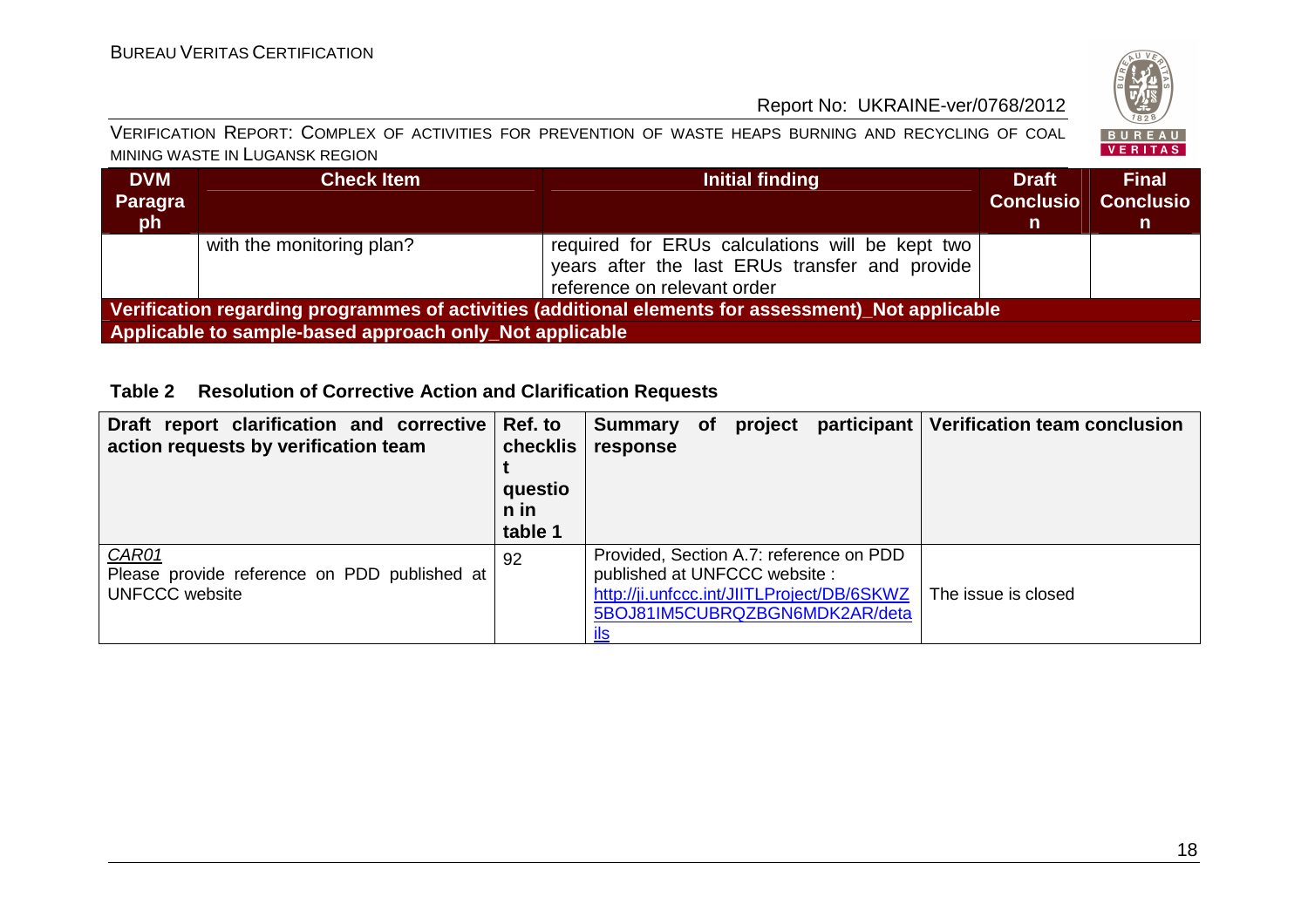| DVM Paragraph | Check Item | Initial finding | Draft Conclusion | Final Conclusion |
|---|---|---|---|---|
| | with the monitoring plan? | required for ERUs calculations will be kept two years after the last ERUs transfer and provide reference on relevant order | | |
| **Verification regarding programmes of activities (additional elements for assessment)_Not applicable** | | | | |
| **Applicable to sample-based approach only_Not applicable** | | | | |

**Table 2 Resolution of Corrective Action and Clarification Requests**

| Draft report clarification and corrective action requests by verification team | Ref. to checklist question in table 1 | Summary of project participant response | Verification team conclusion |
|---|---|---|---|
| *CAR01* Please provide reference on PDD published at UNFCCC website | 92 | Provided, Section A.7: reference on PDD published at UNFCCC website : http://ji.unfccc.int/JIITLProject/DB/6SKWZ5BOJ81IM5CUBRQZBGN6MDK2AR/details | The issue is closed |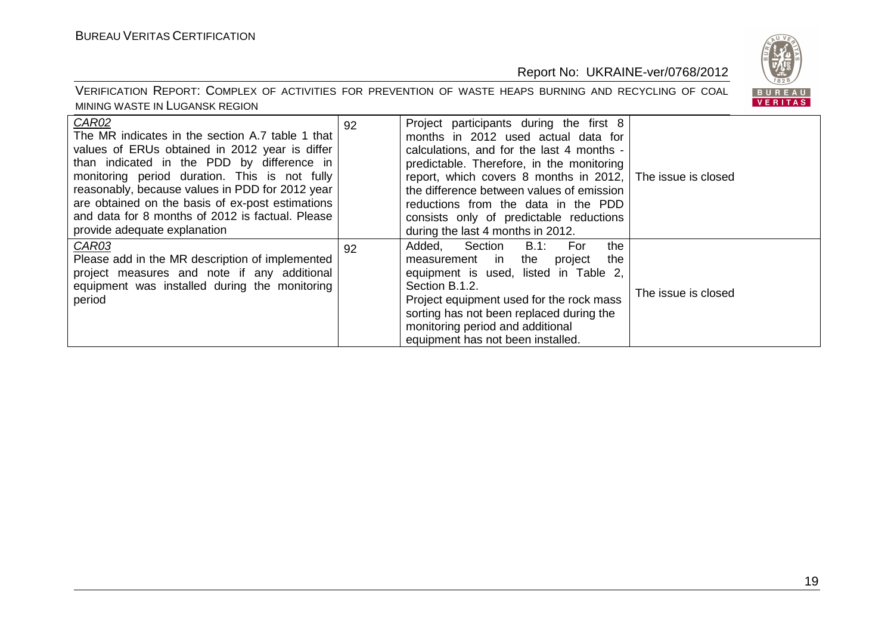| | | | |
|---|---|---|---|
| *CAR02*<br>The MR indicates in the section A.7 table 1 that values of ERUs obtained in 2012 year is differ than indicated in the PDD by difference in monitoring period duration. This is not fully reasonably, because values in PDD for 2012 year are obtained on the basis of ex-post estimations and data for 8 months of 2012 is factual. Please provide adequate explanation | 92 | Project participants during the first 8 months in 2012 used actual data for calculations, and for the last 4 months - predictable. Therefore, in the monitoring report, which covers 8 months in 2012, the difference between values of emission reductions from the data in the PDD consists only of predictable reductions during the last 4 months in 2012. | The issue is closed |
| *CAR03*<br>Please add in the MR description of implemented project measures and note if any additional equipment was installed during the monitoring period | 92 | Added, Section B.1: For the measurement in the project the equipment is used, listed in Table 2, Section B.1.2.<br>Project equipment used for the rock mass sorting has not been replaced during the monitoring period and additional equipment has not been installed. | The issue is closed |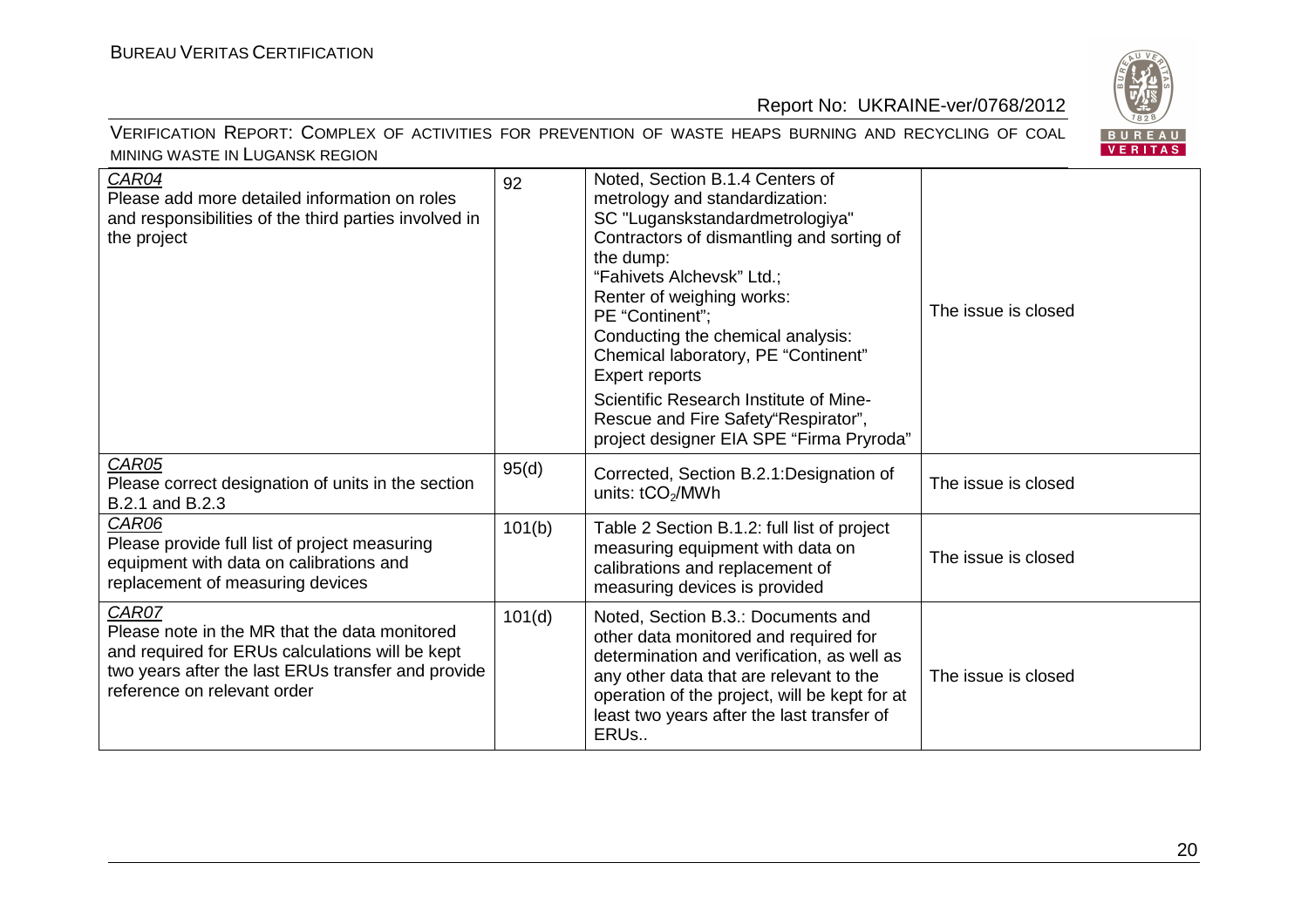| | | | |
|---|---|---|---|
| CAR04<br>Please add more detailed information on roles and responsibilities of the third parties involved in the project | 92 | Noted, Section B.1.4 Centers of metrology and standardization:<br>SC "Luganskstandardmetrologiya"<br>Contractors of dismantling and sorting of the dump:<br>"Fahivets Alchevsk" Ltd.;<br>Renter of weighing works:<br>PE "Continent";<br>Conducting the chemical analysis:<br>Chemical laboratory, PE "Continent"<br>Expert reports<br>Scientific Research Institute of Mine-Rescue and Fire Safety"Respirator", project designer EIA SPE "Firma Pryroda" | The issue is closed |
| CAR05<br>Please correct designation of units in the section B.2.1 and B.2.3 | 95(d) | Corrected, Section B.2.1:Designation of units: $tCO_2$/MWh | The issue is closed |
| CAR06<br>Please provide full list of project measuring equipment with data on calibrations and replacement of measuring devices | 101(b) | Table 2 Section B.1.2: full list of project measuring equipment with data on calibrations and replacement of measuring devices is provided | The issue is closed |
| CAR07<br>Please note in the MR that the data monitored and required for ERUs calculations will be kept two years after the last ERUs transfer and provide reference on relevant order | 101(d) | Noted, Section B.3.: Documents and other data monitored and required for determination and verification, as well as any other data that are relevant to the operation of the project, will be kept for at least two years after the last transfer of ERUs.. | The issue is closed |